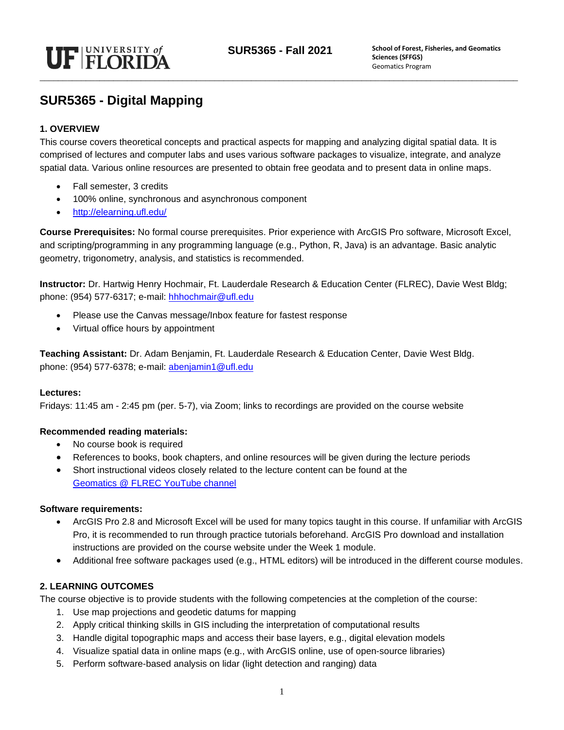# SUR5365 - Digital Mapping

## 1. OVERVIEW

This course covers theoretical concepts and practical aspects for mapping and analyzing digital spatial data. It is comprised of lectures and computer labs and uses various software packages to visualize, integrate, and analyze spatial data. Various online resources are presented to obtain free geodata and to present data in online maps.

- Fall semester, 3 credits
- 100% online, synchronous and asynchronous component
- http://elearning.ufl.edu/

**Course Prerequisites:** No formal course prerequisites. Prior experience with ArcGIS Pro software, Microsoft Excel, and scripting/programming in any programming language (e.g., Python, R, Java) is an advantage. Basic analytic geometry, trigonometry, analysis, and statistics is recommended.

**Instructor:** Dr. Hartwig Henry Hochmair, Ft. Lauderdale Research & Education Center (FLREC), Davie West Bldg; phone: (954) 577-6317; e-mail: hhhochmair@ufl.edu

- Please use the Canvas message/Inbox feature for fastest response
- Virtual office hours by appointment

**Teaching Assistant:** Dr. Adam Benjamin, Ft. Lauderdale Research & Education Center, Davie West Bldg. phone: (954) 577-6378; e-mail: abenjamin1@ufl.edu

**Lectures:**

Fridays: 11:45 am - 2:45 pm (per. 5-7), via Zoom; links to recordings are provided on the course website

**Recommended reading materials:**

- No course book is required
- References to books, book chapters, and online resources will be given during the lecture periods
- Short instructional videos closely related to the lecture content can be found at the Geomatics @ FLREC YouTube channel

**Software requirements:**

- ArcGIS Pro 2.8 and Microsoft Excel will be used for many topics taught in this course. If unfamiliar with ArcGIS Pro, it is recommended to run through practice tutorials beforehand. ArcGIS Pro download and installation instructions are provided on the course website under the Week 1 module.
- Additional free software packages used (e.g., HTML editors) will be introduced in the different course modules.

## 2. LEARNING OUTCOMES

The course objective is to provide students with the following competencies at the completion of the course:

1. Use map projections and geodetic datums for mapping
2. Apply critical thinking skills in GIS including the interpretation of computational results
3. Handle digital topographic maps and access their base layers, e.g., digital elevation models
4. Visualize spatial data in online maps (e.g., with ArcGIS online, use of open-source libraries)
5. Perform software-based analysis on lidar (light detection and ranging) data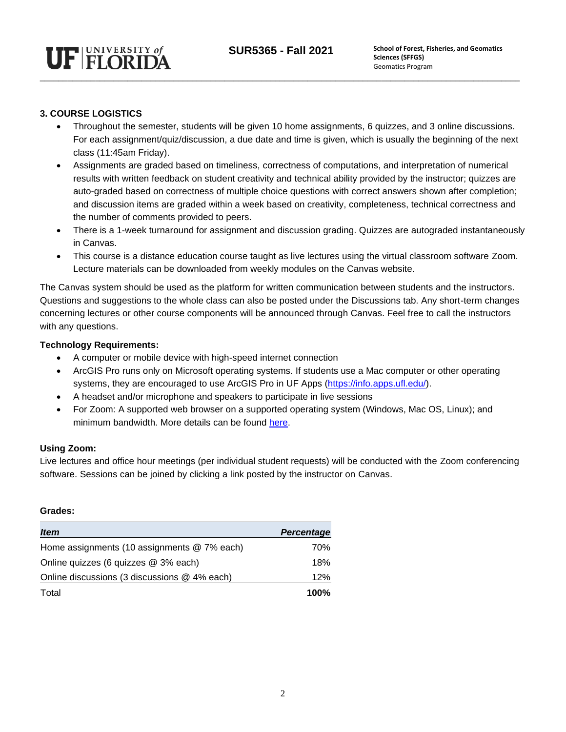### 3. COURSE LOGISTICS

- Throughout the semester, students will be given 10 home assignments, 6 quizzes, and 3 online discussions. For each assignment/quiz/discussion, a due date and time is given, which is usually the beginning of the next class (11:45am Friday).
- Assignments are graded based on timeliness, correctness of computations, and interpretation of numerical results with written feedback on student creativity and technical ability provided by the instructor; quizzes are auto-graded based on correctness of multiple choice questions with correct answers shown after completion; and discussion items are graded within a week based on creativity, completeness, technical correctness and the number of comments provided to peers.
- There is a 1-week turnaround for assignment and discussion grading. Quizzes are autograded instantaneously in Canvas.
- This course is a distance education course taught as live lectures using the virtual classroom software Zoom. Lecture materials can be downloaded from weekly modules on the Canvas website.

The Canvas system should be used as the platform for written communication between students and the instructors. Questions and suggestions to the whole class can also be posted under the Discussions tab. Any short-term changes concerning lectures or other course components will be announced through Canvas. Feel free to call the instructors with any questions.

**Technology Requirements:**

- A computer or mobile device with high-speed internet connection
- ArcGIS Pro runs only on Microsoft operating systems. If students use a Mac computer or other operating systems, they are encouraged to use ArcGIS Pro in UF Apps (https://info.apps.ufl.edu/).
- A headset and/or microphone and speakers to participate in live sessions
- For Zoom: A supported web browser on a supported operating system (Windows, Mac OS, Linux); and minimum bandwidth. More details can be found here.

**Using Zoom:**

Live lectures and office hour meetings (per individual student requests) will be conducted with the Zoom conferencing software. Sessions can be joined by clicking a link posted by the instructor on Canvas.

**Grades:**

| *Item* | *Percentage* |
|---|---:|
| Home assignments (10 assignments @ 7% each) | 70% |
| Online quizzes (6 quizzes @ 3% each) | 18% |
| Online discussions (3 discussions @ 4% each) | 12% |
| Total | **100%** |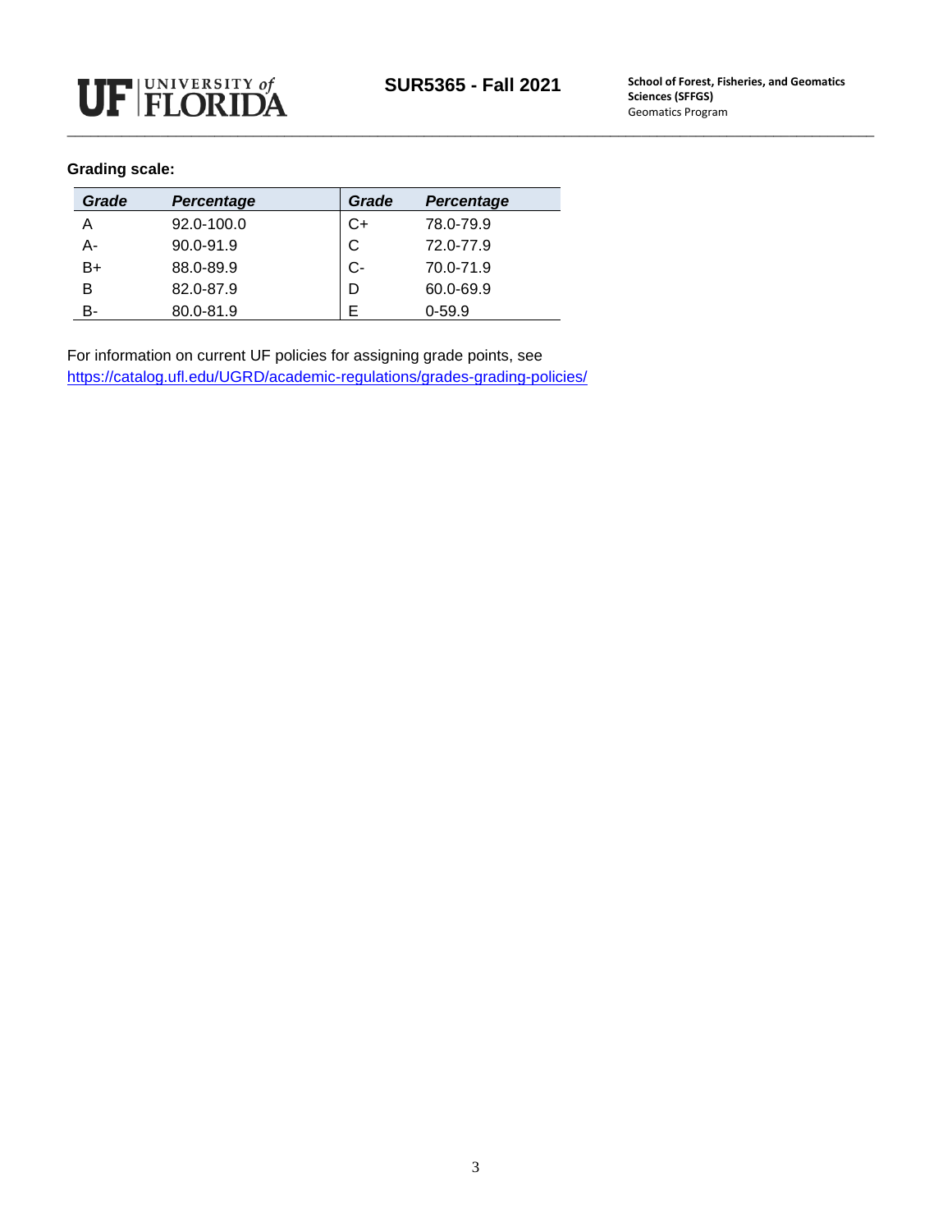**Grading scale:**

| *Grade* | *Percentage* | *Grade* | *Percentage* |
|---|---|---|---|
| A | 92.0-100.0 | C+ | 78.0-79.9 |
| A- | 90.0-91.9 | C | 72.0-77.9 |
| B+ | 88.0-89.9 | C- | 70.0-71.9 |
| B | 82.0-87.9 | D | 60.0-69.9 |
| B- | 80.0-81.9 | E | 0-59.9 |

For information on current UF policies for assigning grade points, see https://catalog.ufl.edu/UGRD/academic-regulations/grades-grading-policies/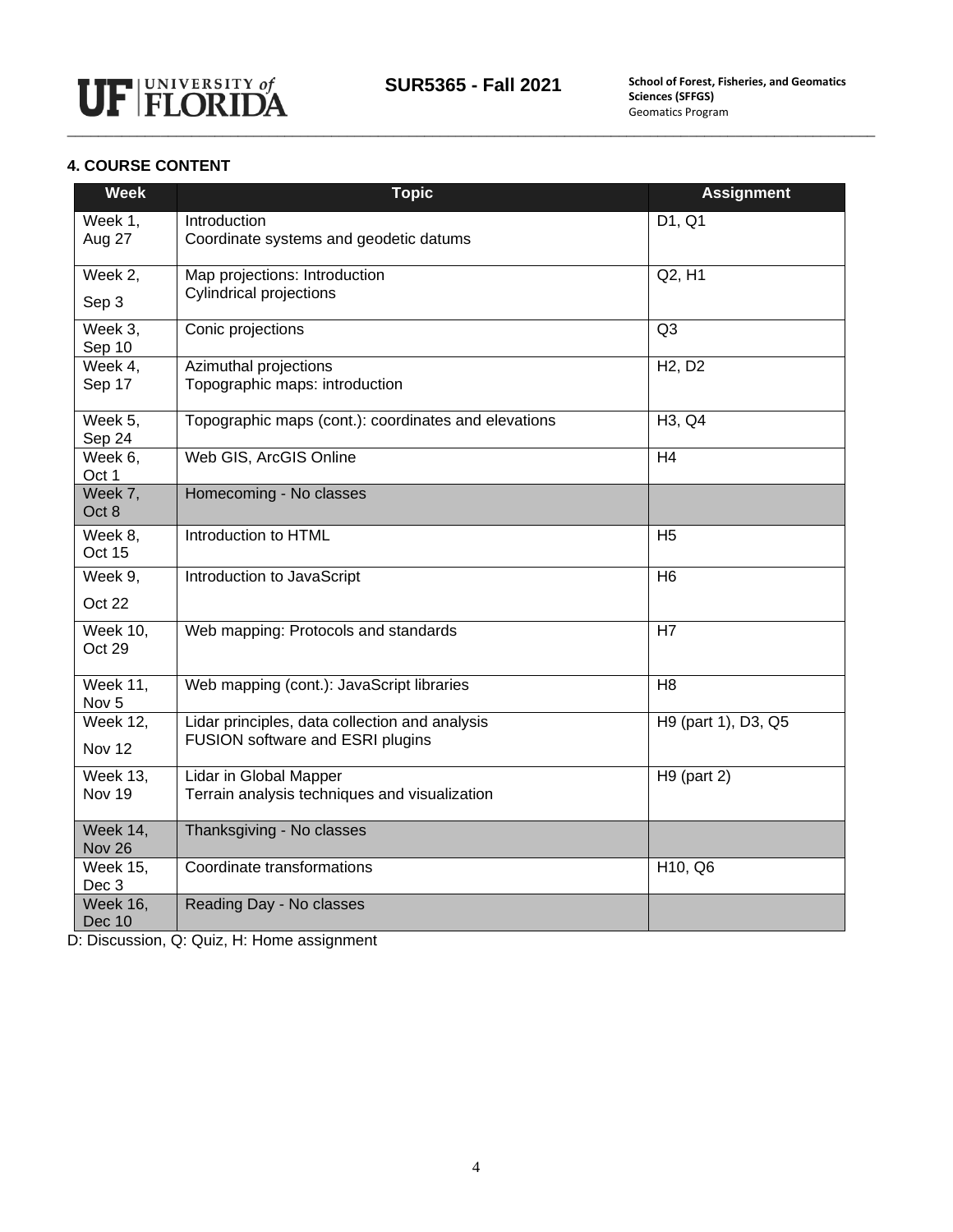## 4. COURSE CONTENT

| Week | Topic | Assignment |
|---|---|---|
| Week 1, Aug 27 | Introduction<br>Coordinate systems and geodetic datums | D1, Q1 |
| Week 2, Sep 3 | Map projections: Introduction<br>Cylindrical projections | Q2, H1 |
| Week 3, Sep 10 | Conic projections | Q3 |
| Week 4, Sep 17 | Azimuthal projections<br>Topographic maps: introduction | H2, D2 |
| Week 5, Sep 24 | Topographic maps (cont.): coordinates and elevations | H3, Q4 |
| Week 6, Oct 1 | Web GIS, ArcGIS Online | H4 |
| Week 7, Oct 8 | Homecoming - No classes | |
| Week 8, Oct 15 | Introduction to HTML | H5 |
| Week 9, Oct 22 | Introduction to JavaScript | H6 |
| Week 10, Oct 29 | Web mapping: Protocols and standards | H7 |
| Week 11, Nov 5 | Web mapping (cont.): JavaScript libraries | H8 |
| Week 12, Nov 12 | Lidar principles, data collection and analysis<br>FUSION software and ESRI plugins | H9 (part 1), D3, Q5 |
| Week 13, Nov 19 | Lidar in Global Mapper<br>Terrain analysis techniques and visualization | H9 (part 2) |
| Week 14, Nov 26 | Thanksgiving - No classes | |
| Week 15, Dec 3 | Coordinate transformations | H10, Q6 |
| Week 16, Dec 10 | Reading Day - No classes | |

D: Discussion, Q: Quiz, H: Home assignment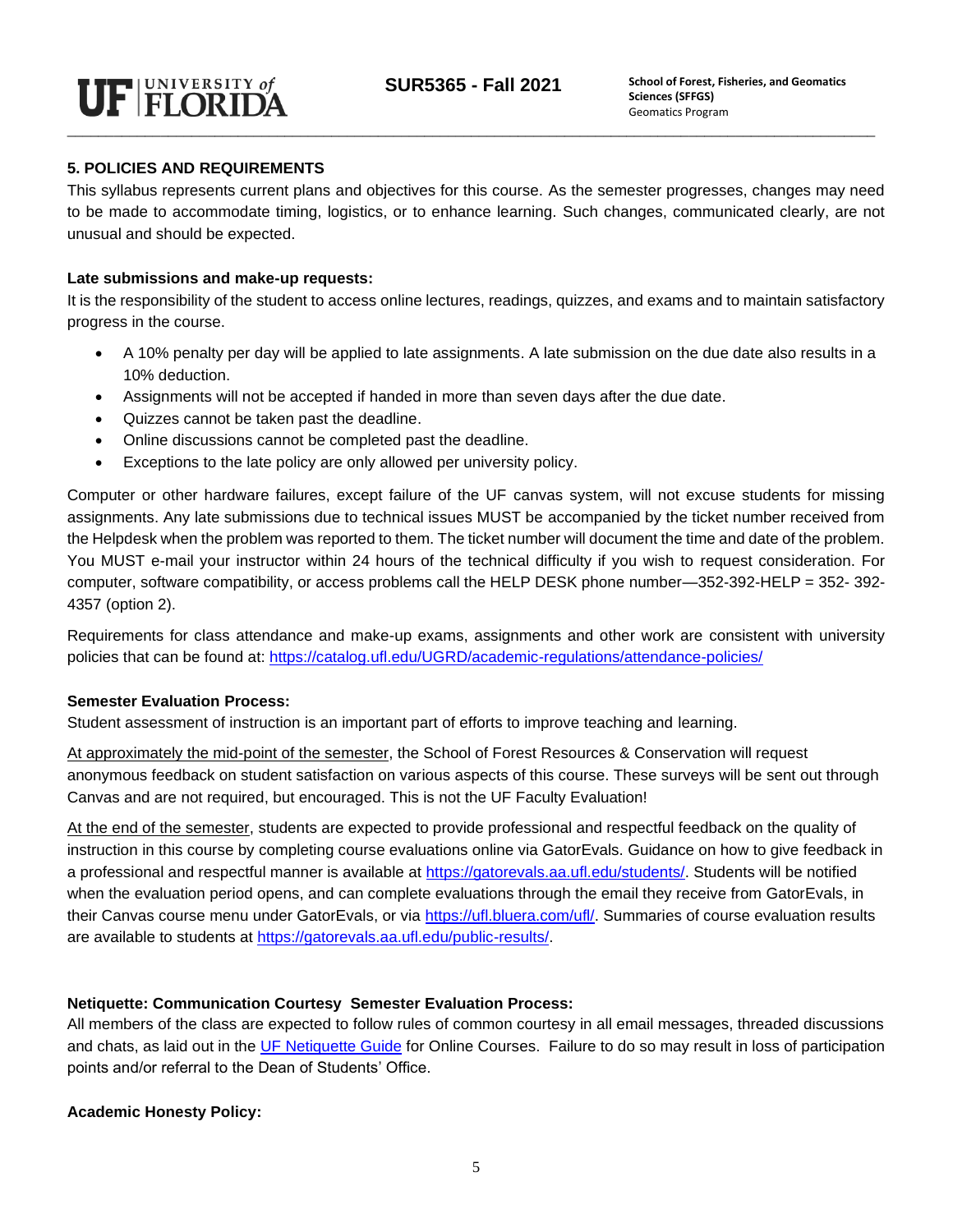## 5. POLICIES AND REQUIREMENTS

This syllabus represents current plans and objectives for this course. As the semester progresses, changes may need to be made to accommodate timing, logistics, or to enhance learning. Such changes, communicated clearly, are not unusual and should be expected.

**Late submissions and make-up requests:**

It is the responsibility of the student to access online lectures, readings, quizzes, and exams and to maintain satisfactory progress in the course.

- A 10% penalty per day will be applied to late assignments. A late submission on the due date also results in a 10% deduction.
- Assignments will not be accepted if handed in more than seven days after the due date.
- Quizzes cannot be taken past the deadline.
- Online discussions cannot be completed past the deadline.
- Exceptions to the late policy are only allowed per university policy.

Computer or other hardware failures, except failure of the UF canvas system, will not excuse students for missing assignments. Any late submissions due to technical issues MUST be accompanied by the ticket number received from the Helpdesk when the problem was reported to them. The ticket number will document the time and date of the problem. You MUST e-mail your instructor within 24 hours of the technical difficulty if you wish to request consideration. For computer, software compatibility, or access problems call the HELP DESK phone number—352-392-HELP = 352- 392-4357 (option 2).

Requirements for class attendance and make-up exams, assignments and other work are consistent with university policies that can be found at: https://catalog.ufl.edu/UGRD/academic-regulations/attendance-policies/

**Semester Evaluation Process:**

Student assessment of instruction is an important part of efforts to improve teaching and learning.

At approximately the mid-point of the semester, the School of Forest Resources & Conservation will request anonymous feedback on student satisfaction on various aspects of this course. These surveys will be sent out through Canvas and are not required, but encouraged. This is not the UF Faculty Evaluation!

At the end of the semester, students are expected to provide professional and respectful feedback on the quality of instruction in this course by completing course evaluations online via GatorEvals. Guidance on how to give feedback in a professional and respectful manner is available at https://gatorevals.aa.ufl.edu/students/. Students will be notified when the evaluation period opens, and can complete evaluations through the email they receive from GatorEvals, in their Canvas course menu under GatorEvals, or via https://ufl.bluera.com/ufl/. Summaries of course evaluation results are available to students at https://gatorevals.aa.ufl.edu/public-results/.

**Netiquette: Communication Courtesy Semester Evaluation Process:**

All members of the class are expected to follow rules of common courtesy in all email messages, threaded discussions and chats, as laid out in the UF Netiquette Guide for Online Courses. Failure to do so may result in loss of participation points and/or referral to the Dean of Students' Office.

**Academic Honesty Policy:**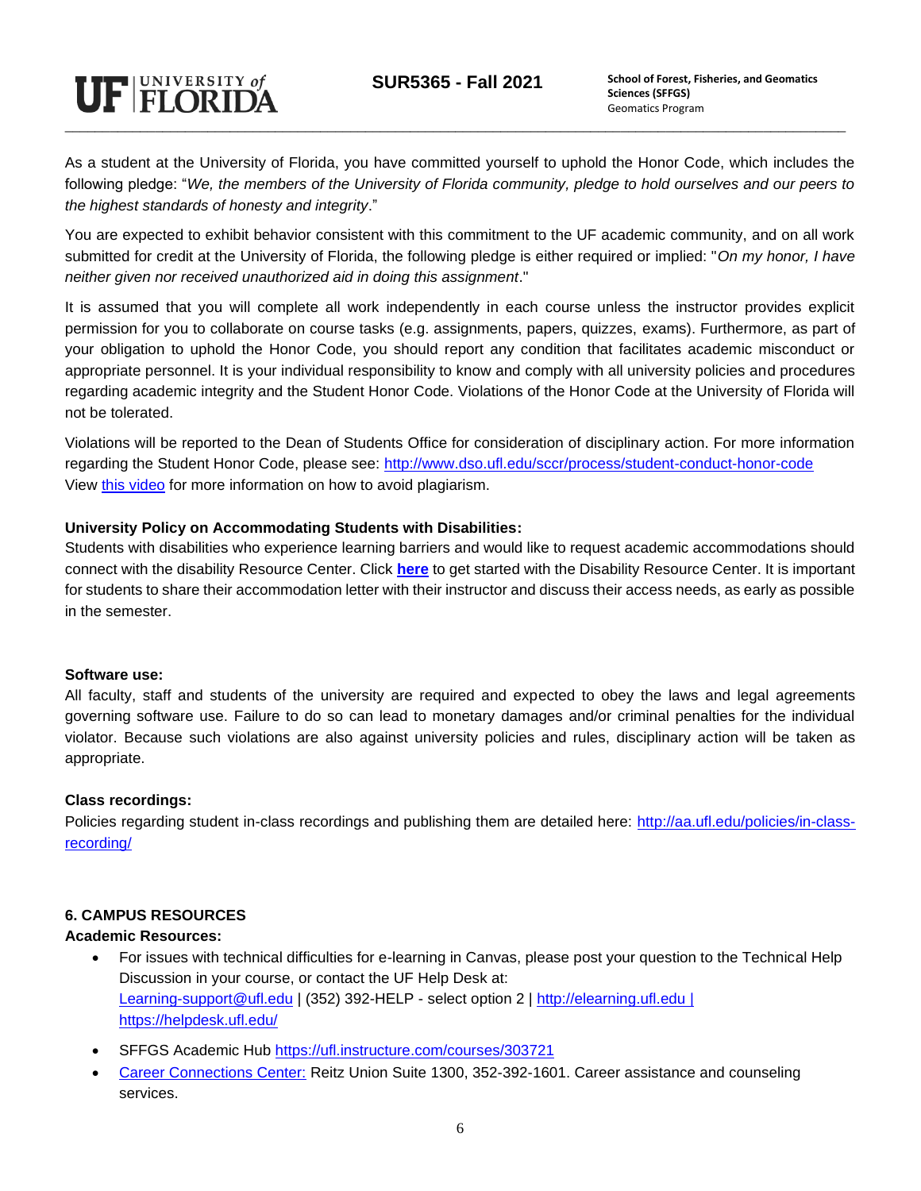As a student at the University of Florida, you have committed yourself to uphold the Honor Code, which includes the following pledge: "*We, the members of the University of Florida community, pledge to hold ourselves and our peers to the highest standards of honesty and integrity*."

You are expected to exhibit behavior consistent with this commitment to the UF academic community, and on all work submitted for credit at the University of Florida, the following pledge is either required or implied: "*On my honor, I have neither given nor received unauthorized aid in doing this assignment*."

It is assumed that you will complete all work independently in each course unless the instructor provides explicit permission for you to collaborate on course tasks (e.g. assignments, papers, quizzes, exams). Furthermore, as part of your obligation to uphold the Honor Code, you should report any condition that facilitates academic misconduct or appropriate personnel. It is your individual responsibility to know and comply with all university policies and procedures regarding academic integrity and the Student Honor Code. Violations of the Honor Code at the University of Florida will not be tolerated.

Violations will be reported to the Dean of Students Office for consideration of disciplinary action. For more information regarding the Student Honor Code, please see: http://www.dso.ufl.edu/sccr/process/student-conduct-honor-code
View this video for more information on how to avoid plagiarism.

**University Policy on Accommodating Students with Disabilities:**
Students with disabilities who experience learning barriers and would like to request academic accommodations should connect with the disability Resource Center. Click **here** to get started with the Disability Resource Center. It is important for students to share their accommodation letter with their instructor and discuss their access needs, as early as possible in the semester.

**Software use:**
All faculty, staff and students of the university are required and expected to obey the laws and legal agreements governing software use. Failure to do so can lead to monetary damages and/or criminal penalties for the individual violator. Because such violations are also against university policies and rules, disciplinary action will be taken as appropriate.

**Class recordings:**
Policies regarding student in-class recordings and publishing them are detailed here: http://aa.ufl.edu/policies/in-class-recording/

## 6. CAMPUS RESOURCES

**Academic Resources:**

- For issues with technical difficulties for e-learning in Canvas, please post your question to the Technical Help Discussion in your course, or contact the UF Help Desk at:
  Learning-support@ufl.edu | (352) 392-HELP - select option 2 | http://elearning.ufl.edu | https://helpdesk.ufl.edu/
- SFFGS Academic Hub https://ufl.instructure.com/courses/303721
- Career Connections Center: Reitz Union Suite 1300, 352-392-1601. Career assistance and counseling services.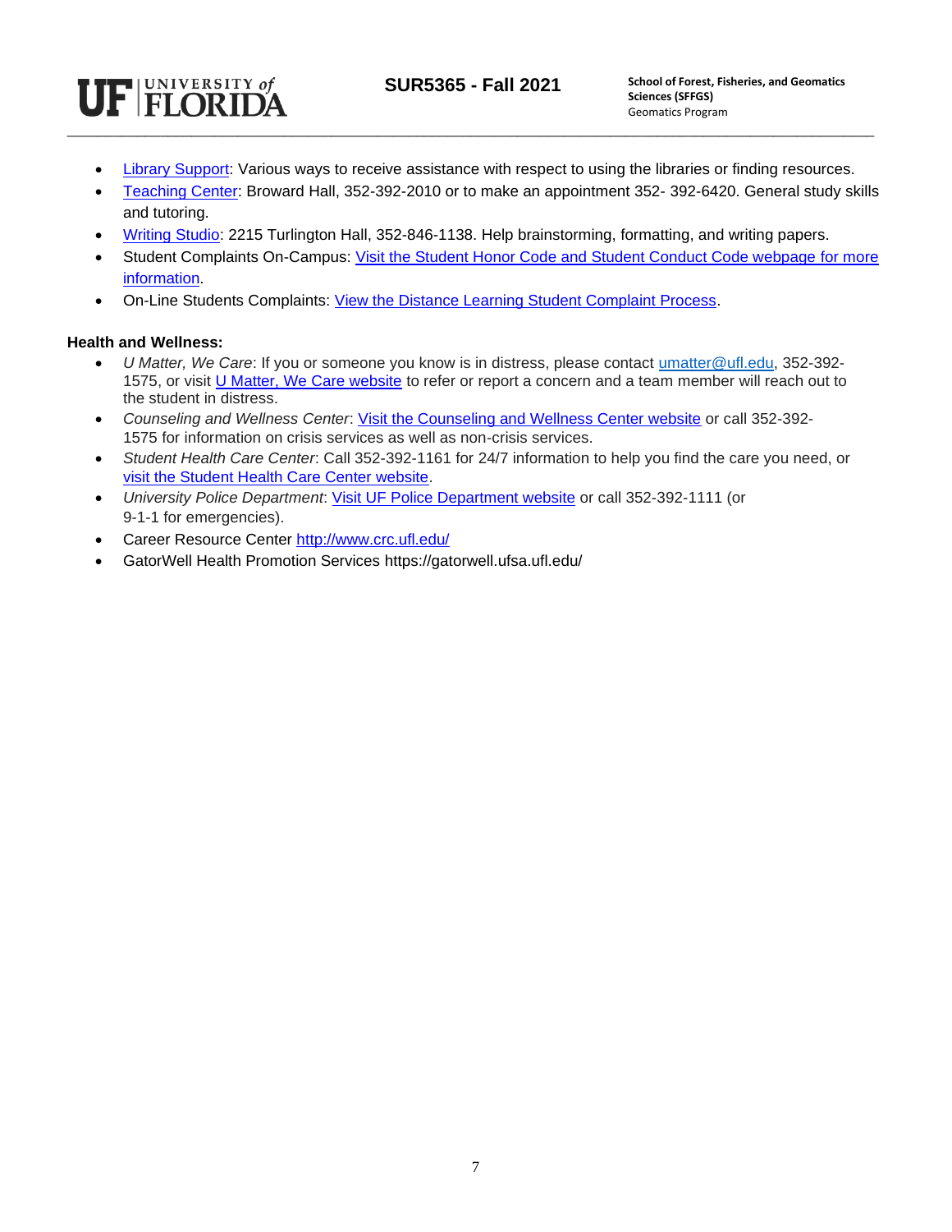- Library Support: Various ways to receive assistance with respect to using the libraries or finding resources.
- Teaching Center: Broward Hall, 352-392-2010 or to make an appointment 352- 392-6420. General study skills and tutoring.
- Writing Studio: 2215 Turlington Hall, 352-846-1138. Help brainstorming, formatting, and writing papers.
- Student Complaints On-Campus: Visit the Student Honor Code and Student Conduct Code webpage for more information.
- On-Line Students Complaints: View the Distance Learning Student Complaint Process.

**Health and Wellness:**

- *U Matter, We Care*: If you or someone you know is in distress, please contact umatter@ufl.edu, 352-392-1575, or visit U Matter, We Care website to refer or report a concern and a team member will reach out to the student in distress.
- *Counseling and Wellness Center*: Visit the Counseling and Wellness Center website or call 352-392-1575 for information on crisis services as well as non-crisis services.
- *Student Health Care Center*: Call 352-392-1161 for 24/7 information to help you find the care you need, or visit the Student Health Care Center website.
- *University Police Department*: Visit UF Police Department website or call 352-392-1111 (or 9-1-1 for emergencies).
- Career Resource Center http://www.crc.ufl.edu/
- GatorWell Health Promotion Services https://gatorwell.ufsa.ufl.edu/